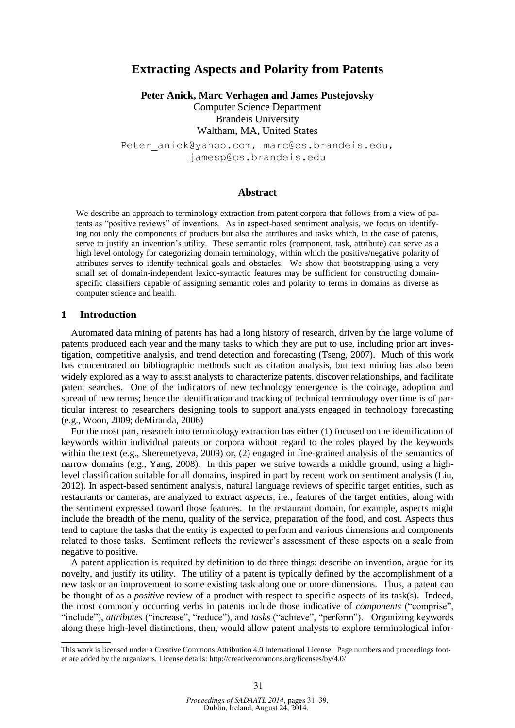# Extracting Aspects and Polarity from Patents

**Peter Anick, Marc Verhagen and James Pustejovsky**

Computer Science Department
Brandeis University
Waltham, MA, United States

Peter_anick@yahoo.com, marc@cs.brandeis.edu, jamesp@cs.brandeis.edu

## Abstract

We describe an approach to terminology extraction from patent corpora that follows from a view of patents as "positive reviews" of inventions. As in aspect-based sentiment analysis, we focus on identifying not only the components of products but also the attributes and tasks which, in the case of patents, serve to justify an invention's utility. These semantic roles (component, task, attribute) can serve as a high level ontology for categorizing domain terminology, within which the positive/negative polarity of attributes serves to identify technical goals and obstacles. We show that bootstrapping using a very small set of domain-independent lexico-syntactic features may be sufficient for constructing domain-specific classifiers capable of assigning semantic roles and polarity to terms in domains as diverse as computer science and health.

## 1 Introduction

Automated data mining of patents has had a long history of research, driven by the large volume of patents produced each year and the many tasks to which they are put to use, including prior art investigation, competitive analysis, and trend detection and forecasting (Tseng, 2007). Much of this work has concentrated on bibliographic methods such as citation analysis, but text mining has also been widely explored as a way to assist analysts to characterize patents, discover relationships, and facilitate patent searches. One of the indicators of new technology emergence is the coinage, adoption and spread of new terms; hence the identification and tracking of technical terminology over time is of particular interest to researchers designing tools to support analysts engaged in technology forecasting (e.g., Woon, 2009; deMiranda, 2006)

For the most part, research into terminology extraction has either (1) focused on the identification of keywords within individual patents or corpora without regard to the roles played by the keywords within the text (e.g., Sheremetyeva, 2009) or, (2) engaged in fine-grained analysis of the semantics of narrow domains (e.g., Yang, 2008). In this paper we strive towards a middle ground, using a high-level classification suitable for all domains, inspired in part by recent work on sentiment analysis (Liu, 2012). In aspect-based sentiment analysis, natural language reviews of specific target entities, such as restaurants or cameras, are analyzed to extract *aspects,* i.e., features of the target entities, along with the sentiment expressed toward those features. In the restaurant domain, for example, aspects might include the breadth of the menu, quality of the service, preparation of the food, and cost. Aspects thus tend to capture the tasks that the entity is expected to perform and various dimensions and components related to those tasks. Sentiment reflects the reviewer's assessment of these aspects on a scale from negative to positive.

A patent application is required by definition to do three things: describe an invention, argue for its novelty, and justify its utility. The utility of a patent is typically defined by the accomplishment of a new task or an improvement to some existing task along one or more dimensions. Thus, a patent can be thought of as a *positive* review of a product with respect to specific aspects of its task(s). Indeed, the most commonly occurring verbs in patents include those indicative of *components* ("comprise", "include"), *attributes* ("increase", "reduce"), and *tasks* ("achieve", "perform"). Organizing keywords along these high-level distinctions, then, would allow patent analysts to explore terminological infor-

---

This work is licensed under a Creative Commons Attribution 4.0 International License. Page numbers and proceedings footer are added by the organizers. License details: http://creativecommons.org/licenses/by/4.0/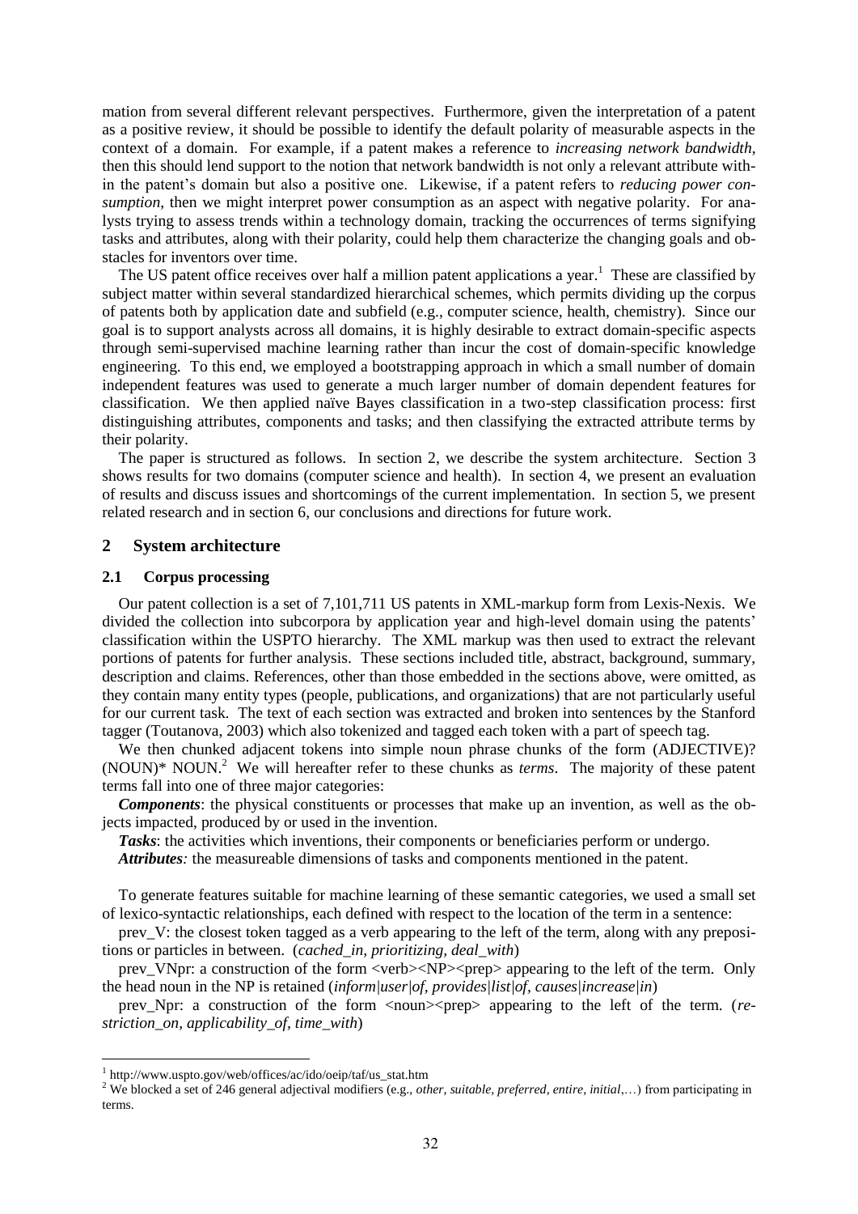mation from several different relevant perspectives. Furthermore, given the interpretation of a patent as a positive review, it should be possible to identify the default polarity of measurable aspects in the context of a domain. For example, if a patent makes a reference to *increasing network bandwidth*, then this should lend support to the notion that network bandwidth is not only a relevant attribute within the patent's domain but also a positive one. Likewise, if a patent refers to *reducing power consumption*, then we might interpret power consumption as an aspect with negative polarity. For analysts trying to assess trends within a technology domain, tracking the occurrences of terms signifying tasks and attributes, along with their polarity, could help them characterize the changing goals and obstacles for inventors over time.

The US patent office receives over half a million patent applications a year.[1] These are classified by subject matter within several standardized hierarchical schemes, which permits dividing up the corpus of patents both by application date and subfield (e.g., computer science, health, chemistry). Since our goal is to support analysts across all domains, it is highly desirable to extract domain-specific aspects through semi-supervised machine learning rather than incur the cost of domain-specific knowledge engineering. To this end, we employed a bootstrapping approach in which a small number of domain independent features was used to generate a much larger number of domain dependent features for classification. We then applied naïve Bayes classification in a two-step classification process: first distinguishing attributes, components and tasks; and then classifying the extracted attribute terms by their polarity.

The paper is structured as follows. In section 2, we describe the system architecture. Section 3 shows results for two domains (computer science and health). In section 4, we present an evaluation of results and discuss issues and shortcomings of the current implementation. In section 5, we present related research and in section 6, our conclusions and directions for future work.

## 2 System architecture

### 2.1 Corpus processing

Our patent collection is a set of 7,101,711 US patents in XML-markup form from Lexis-Nexis. We divided the collection into subcorpora by application year and high-level domain using the patents' classification within the USPTO hierarchy. The XML markup was then used to extract the relevant portions of patents for further analysis. These sections included title, abstract, background, summary, description and claims. References, other than those embedded in the sections above, were omitted, as they contain many entity types (people, publications, and organizations) that are not particularly useful for our current task. The text of each section was extracted and broken into sentences by the Stanford tagger (Toutanova, 2003) which also tokenized and tagged each token with a part of speech tag.

We then chunked adjacent tokens into simple noun phrase chunks of the form (ADJECTIVE)? (NOUN)* NOUN.[2] We will hereafter refer to these chunks as *terms*. The majority of these patent terms fall into one of three major categories:

***Components***: the physical constituents or processes that make up an invention, as well as the objects impacted, produced by or used in the invention.

***Tasks***: the activities which inventions, their components or beneficiaries perform or undergo.

***Attributes:*** the measureable dimensions of tasks and components mentioned in the patent.

To generate features suitable for machine learning of these semantic categories, we used a small set of lexico-syntactic relationships, each defined with respect to the location of the term in a sentence:

prev_V: the closest token tagged as a verb appearing to the left of the term, along with any prepositions or particles in between. (*cached_in, prioritizing, deal_with*)

prev_VNpr: a construction of the form <verb><NP><prep> appearing to the left of the term. Only the head noun in the NP is retained (*inform|user|of, provides|list|of, causes|increase|in*)

prev_Npr: a construction of the form <noun><prep> appearing to the left of the term. (*restriction_on, applicability_of, time_with*)

---

[1] http://www.uspto.gov/web/offices/ac/ido/oeip/taf/us_stat.htm

[2] We blocked a set of 246 general adjectival modifiers (e.g., *other, suitable, preferred, entire, initial*,…) from participating in terms.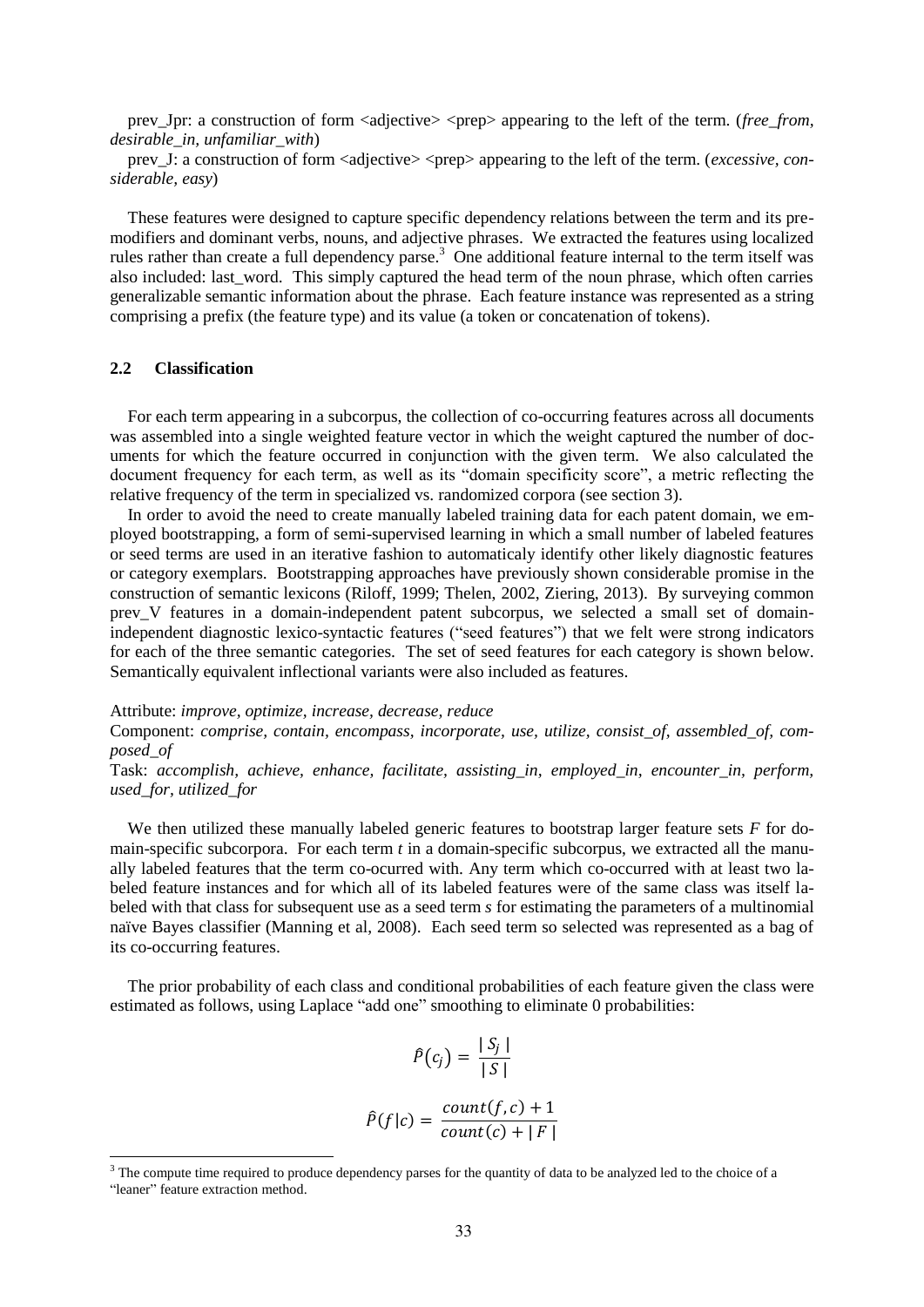prev_Jpr: a construction of form <adjective> <prep> appearing to the left of the term. (*free_from, desirable_in, unfamiliar_with*)

prev_J: a construction of form <adjective> <prep> appearing to the left of the term. (*excessive, considerable, easy*)

These features were designed to capture specific dependency relations between the term and its premodifiers and dominant verbs, nouns, and adjective phrases. We extracted the features using localized rules rather than create a full dependency parse.[3] One additional feature internal to the term itself was also included: last_word. This simply captured the head term of the noun phrase, which often carries generalizable semantic information about the phrase. Each feature instance was represented as a string comprising a prefix (the feature type) and its value (a token or concatenation of tokens).

### 2.2 Classification

For each term appearing in a subcorpus, the collection of co-occurring features across all documents was assembled into a single weighted feature vector in which the weight captured the number of documents for which the feature occurred in conjunction with the given term. We also calculated the document frequency for each term, as well as its "domain specificity score", a metric reflecting the relative frequency of the term in specialized vs. randomized corpora (see section 3).

In order to avoid the need to create manually labeled training data for each patent domain, we employed bootstrapping, a form of semi-supervised learning in which a small number of labeled features or seed terms are used in an iterative fashion to automaticaly identify other likely diagnostic features or category exemplars. Bootstrapping approaches have previously shown considerable promise in the construction of semantic lexicons (Riloff, 1999; Thelen, 2002, Ziering, 2013). By surveying common prev_V features in a domain-independent patent subcorpus, we selected a small set of domain-independent diagnostic lexico-syntactic features ("seed features") that we felt were strong indicators for each of the three semantic categories. The set of seed features for each category is shown below. Semantically equivalent inflectional variants were also included as features.

Attribute: *improve, optimize, increase, decrease, reduce*
Component: *comprise, contain, encompass, incorporate, use, utilize, consist_of, assembled_of, composed_of*
Task: *accomplish, achieve, enhance, facilitate, assisting_in, employed_in, encounter_in, perform, used_for, utilized_for*

We then utilized these manually labeled generic features to bootstrap larger feature sets *F* for domain-specific subcorpora. For each term *t* in a domain-specific subcorpus, we extracted all the manually labeled features that the term co-ocurred with. Any term which co-occurred with at least two labeled feature instances and for which all of its labeled features were of the same class was itself labeled with that class for subsequent use as a seed term *s* for estimating the parameters of a multinomial naïve Bayes classifier (Manning et al, 2008). Each seed term so selected was represented as a bag of its co-occurring features.

The prior probability of each class and conditional probabilities of each feature given the class were estimated as follows, using Laplace "add one" smoothing to eliminate 0 probabilities:

$$\hat{P}(c_j) = \frac{|S_j|}{|S|}$$

$$\hat{P}(f|c) = \frac{count(f,c) + 1}{count(c) + |F|}$$

[3] The compute time required to produce dependency parses for the quantity of data to be analyzed led to the choice of a "leaner" feature extraction method.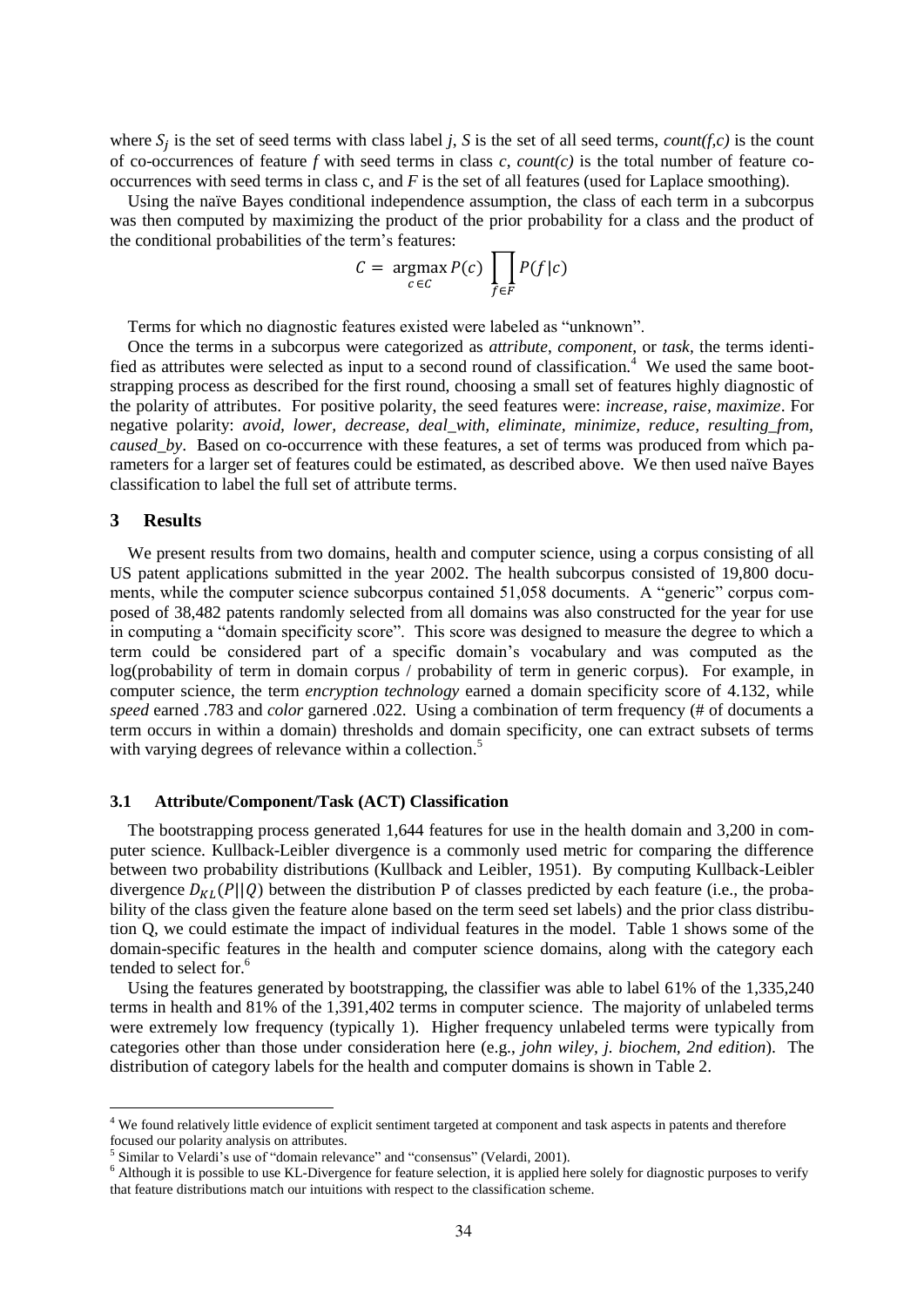where $S_j$ is the set of seed terms with class label *j*, *S* is the set of all seed terms, *count(f,c)* is the count of co-occurrences of feature *f* with seed terms in class *c*, *count(c)* is the total number of feature co-occurrences with seed terms in class c, and *F* is the set of all features (used for Laplace smoothing).

Using the naïve Bayes conditional independence assumption, the class of each term in a subcorpus was then computed by maximizing the product of the prior probability for a class and the product of the conditional probabilities of the term's features:

$$C = \underset{c \in C}{\operatorname{argmax}} P(c) \prod_{f \in F} P(f|c)$$

Terms for which no diagnostic features existed were labeled as "unknown".

Once the terms in a subcorpus were categorized as *attribute*, *component*, or *task*, the terms identified as attributes were selected as input to a second round of classification.[4] We used the same bootstrapping process as described for the first round, choosing a small set of features highly diagnostic of the polarity of attributes. For positive polarity, the seed features were: *increase, raise, maximize*. For negative polarity: *avoid, lower, decrease, deal_with, eliminate, minimize, reduce, resulting_from, caused_by*. Based on co-occurrence with these features, a set of terms was produced from which parameters for a larger set of features could be estimated, as described above. We then used naïve Bayes classification to label the full set of attribute terms.

## 3 Results

We present results from two domains, health and computer science, using a corpus consisting of all US patent applications submitted in the year 2002. The health subcorpus consisted of 19,800 documents, while the computer science subcorpus contained 51,058 documents. A "generic" corpus composed of 38,482 patents randomly selected from all domains was also constructed for the year for use in computing a "domain specificity score". This score was designed to measure the degree to which a term could be considered part of a specific domain's vocabulary and was computed as the log(probability of term in domain corpus / probability of term in generic corpus). For example, in computer science, the term *encryption technology* earned a domain specificity score of 4.132, while *speed* earned .783 and *color* garnered .022. Using a combination of term frequency (# of documents a term occurs in within a domain) thresholds and domain specificity, one can extract subsets of terms with varying degrees of relevance within a collection.[5]

### 3.1 Attribute/Component/Task (ACT) Classification

The bootstrapping process generated 1,644 features for use in the health domain and 3,200 in computer science. Kullback-Leibler divergence is a commonly used metric for comparing the difference between two probability distributions (Kullback and Leibler, 1951). By computing Kullback-Leibler divergence $D_{KL}(P||Q)$ between the distribution P of classes predicted by each feature (i.e., the probability of the class given the feature alone based on the term seed set labels) and the prior class distribution Q, we could estimate the impact of individual features in the model. Table 1 shows some of the domain-specific features in the health and computer science domains, along with the category each tended to select for.[6]

Using the features generated by bootstrapping, the classifier was able to label 61% of the 1,335,240 terms in health and 81% of the 1,391,402 terms in computer science. The majority of unlabeled terms were extremely low frequency (typically 1). Higher frequency unlabeled terms were typically from categories other than those under consideration here (e.g., *john wiley*, *j. biochem*, *2nd edition*). The distribution of category labels for the health and computer domains is shown in Table 2.

---

[4] We found relatively little evidence of explicit sentiment targeted at component and task aspects in patents and therefore focused our polarity analysis on attributes.

[5] Similar to Velardi's use of "domain relevance" and "consensus" (Velardi, 2001).

[6] Although it is possible to use KL-Divergence for feature selection, it is applied here solely for diagnostic purposes to verify that feature distributions match our intuitions with respect to the classification scheme.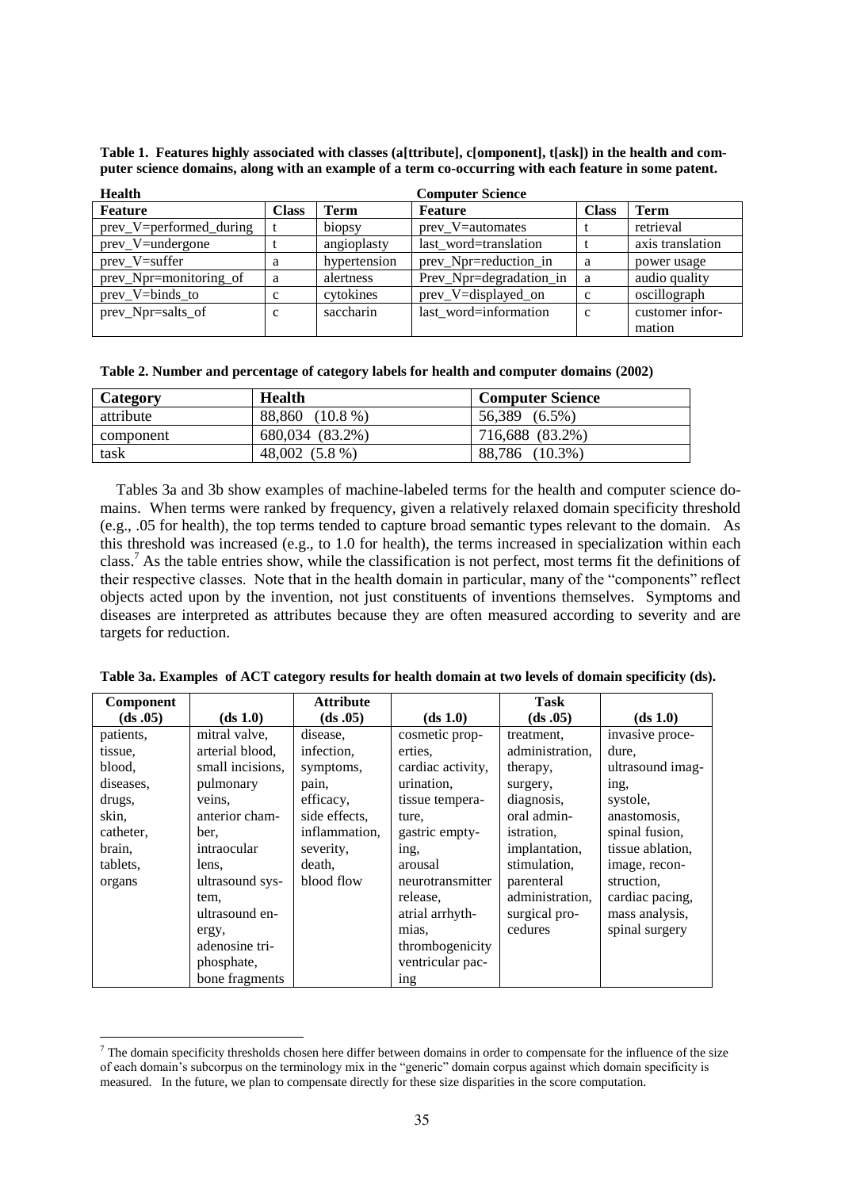**Table 1. Features highly associated with classes (a[ttribute], c[omponent], t[ask]) in the health and computer science domains, along with an example of a term co-occurring with each feature in some patent.**

| Health | | | Computer Science | | |
|---|---|---|---|---|---|
| **Feature** | **Class** | **Term** | **Feature** | **Class** | **Term** |
| prev_V=performed_during | t | biopsy | prev_V=automates | t | retrieval |
| prev_V=undergone | t | angioplasty | last_word=translation | t | axis translation |
| prev_V=suffer | a | hypertension | prev_Npr=reduction_in | a | power usage |
| prev_Npr=monitoring_of | a | alertness | Prev_Npr=degradation_in | a | audio quality |
| prev_V=binds_to | c | cytokines | prev_V=displayed_on | c | oscillograph |
| prev_Npr=salts_of | c | saccharin | last_word=information | c | customer information |

**Table 2. Number and percentage of category labels for health and computer domains (2002)**

| Category | Health | Computer Science |
|---|---|---|
| attribute | 88,860 (10.8 %) | 56,389 (6.5%) |
| component | 680,034 (83.2%) | 716,688 (83.2%) |
| task | 48,002 (5.8 %) | 88,786 (10.3%) |

Tables 3a and 3b show examples of machine-labeled terms for the health and computer science domains. When terms were ranked by frequency, given a relatively relaxed domain specificity threshold (e.g., .05 for health), the top terms tended to capture broad semantic types relevant to the domain. As this threshold was increased (e.g., to 1.0 for health), the terms increased in specialization within each class.[7] As the table entries show, while the classification is not perfect, most terms fit the definitions of their respective classes. Note that in the health domain in particular, many of the "components" reflect objects acted upon by the invention, not just constituents of inventions themselves. Symptoms and diseases are interpreted as attributes because they are often measured according to severity and are targets for reduction.

**Table 3a. Examples of ACT category results for health domain at two levels of domain specificity (ds).**

| Component (ds .05) | (ds 1.0) | Attribute (ds .05) | (ds 1.0) | Task (ds .05) | (ds 1.0) |
|---|---|---|---|---|---|
| patients, tissue, blood, diseases, drugs, skin, catheter, brain, tablets, organs | mitral valve, arterial blood, small incisions, pulmonary veins, anterior chamber, intraocular lens, ultrasound system, ultrasound energy, adenosine triphosphate, bone fragments | disease, infection, symptoms, pain, efficacy, side effects, inflammation, severity, death, blood flow | cosmetic properties, cardiac activity, urination, tissue temperature, gastric emptying, arousal neurotransmitter release, atrial arrhythmias, thrombogenicity ventricular pacing | treatment, administration, therapy, surgery, diagnosis, oral administration, implantation, stimulation, parenteral administration, surgical procedures | invasive procedure, ultrasound imaging, systole, anastomosis, spinal fusion, tissue ablation, image reconstruction, cardiac pacing, mass analysis, spinal surgery |

[7] The domain specificity thresholds chosen here differ between domains in order to compensate for the influence of the size of each domain's subcorpus on the terminology mix in the "generic" domain corpus against which domain specificity is measured. In the future, we plan to compensate directly for these size disparities in the score computation.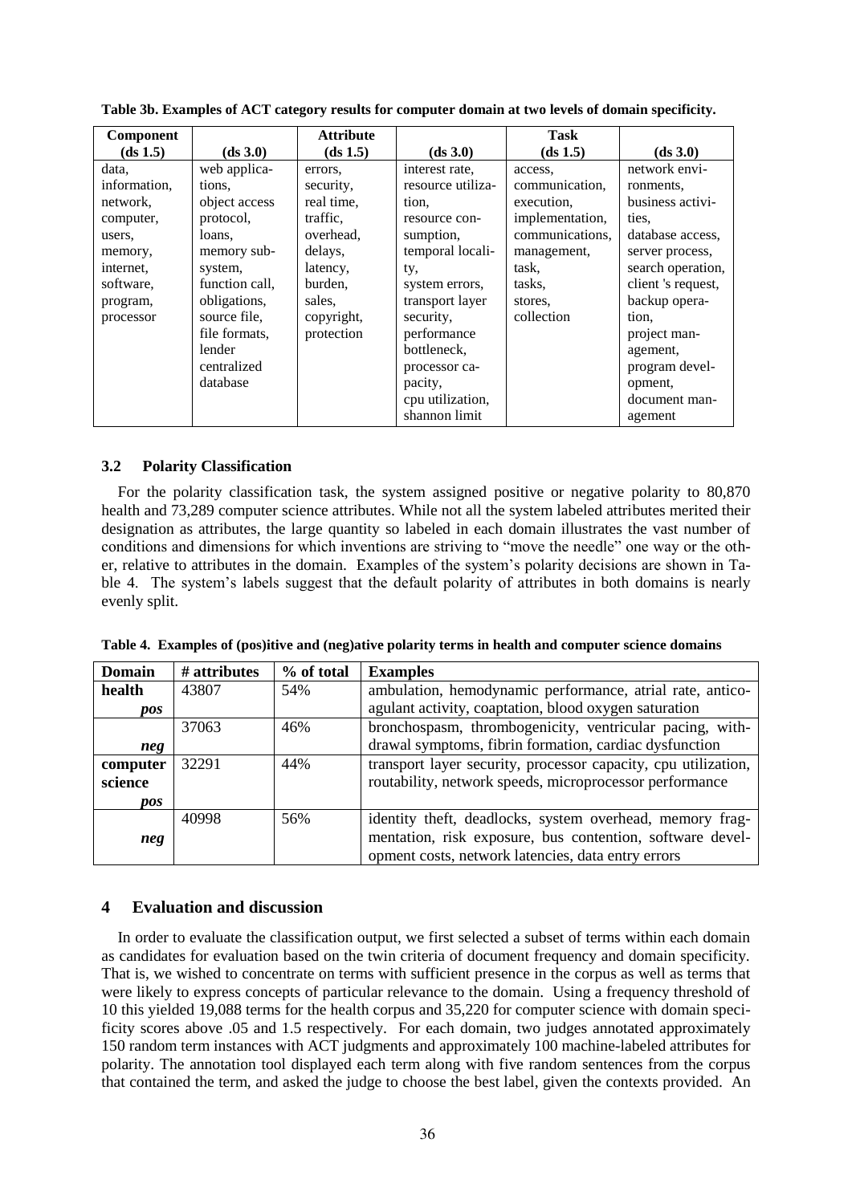**Table 3b. Examples of ACT category results for computer domain at two levels of domain specificity.**

| Component (ds 1.5) | (ds 3.0) | Attribute (ds 1.5) | (ds 3.0) | Task (ds 1.5) | (ds 3.0) |
|---|---|---|---|---|---|
| data, information, network, computer, users, memory, internet, software, program, processor | web applications, object access protocol, loans, memory subsystem, function call, obligations, source file, file formats, lender centralized database | errors, security, real time, traffic, overhead, delays, latency, burden, sales, copyright, protection | interest rate, resource utilization, resource consumption, temporal locality, system errors, transport layer security, performance bottleneck, processor capacity, cpu utilization, shannon limit | access, communication, execution, implementation, communications, management, task, tasks, stores, collection | network environments, business activities, database access, server process, search operation, client 's request, backup operation, project management, program development, document management |

### 3.2 Polarity Classification

For the polarity classification task, the system assigned positive or negative polarity to 80,870 health and 73,289 computer science attributes. While not all the system labeled attributes merited their designation as attributes, the large quantity so labeled in each domain illustrates the vast number of conditions and dimensions for which inventions are striving to "move the needle" one way or the other, relative to attributes in the domain. Examples of the system's polarity decisions are shown in Table 4. The system's labels suggest that the default polarity of attributes in both domains is nearly evenly split.

**Table 4. Examples of (pos)itive and (neg)ative polarity terms in health and computer science domains**

| Domain | # attributes | % of total | Examples |
|---|---|---|---|
| **health** *pos* | 43807 | 54% | ambulation, hemodynamic performance, atrial rate, anticoagulant activity, coaptation, blood oxygen saturation |
| *neg* | 37063 | 46% | bronchospasm, thrombogenicity, ventricular pacing, withdrawal symptoms, fibrin formation, cardiac dysfunction |
| **computer science** *pos* | 32291 | 44% | transport layer security, processor capacity, cpu utilization, routability, network speeds, microprocessor performance |
| *neg* | 40998 | 56% | identity theft, deadlocks, system overhead, memory fragmentation, risk exposure, bus contention, software development costs, network latencies, data entry errors |

## 4 Evaluation and discussion

In order to evaluate the classification output, we first selected a subset of terms within each domain as candidates for evaluation based on the twin criteria of document frequency and domain specificity. That is, we wished to concentrate on terms with sufficient presence in the corpus as well as terms that were likely to express concepts of particular relevance to the domain. Using a frequency threshold of 10 this yielded 19,088 terms for the health corpus and 35,220 for computer science with domain specificity scores above .05 and 1.5 respectively. For each domain, two judges annotated approximately 150 random term instances with ACT judgments and approximately 100 machine-labeled attributes for polarity. The annotation tool displayed each term along with five random sentences from the corpus that contained the term, and asked the judge to choose the best label, given the contexts provided. An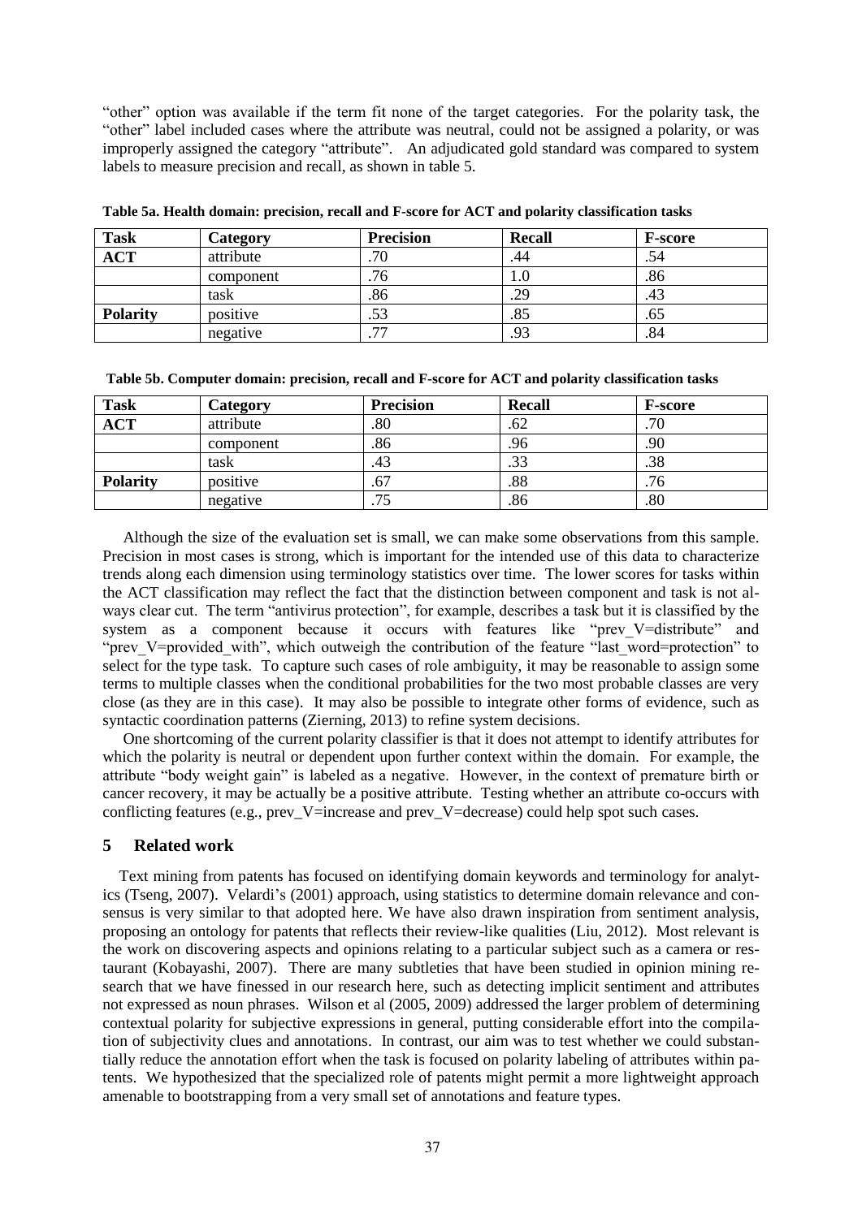"other" option was available if the term fit none of the target categories. For the polarity task, the "other" label included cases where the attribute was neutral, could not be assigned a polarity, or was improperly assigned the category "attribute". An adjudicated gold standard was compared to system labels to measure precision and recall, as shown in table 5.

**Table 5a. Health domain: precision, recall and F-score for ACT and polarity classification tasks**

| Task | Category | Precision | Recall | F-score |
|---|---|---|---|---|
| **ACT** | attribute | .70 | .44 | .54 |
| | component | .76 | 1.0 | .86 |
| | task | .86 | .29 | .43 |
| **Polarity** | positive | .53 | .85 | .65 |
| | negative | .77 | .93 | .84 |

**Table 5b. Computer domain: precision, recall and F-score for ACT and polarity classification tasks**

| Task | Category | Precision | Recall | F-score |
|---|---|---|---|---|
| **ACT** | attribute | .80 | .62 | .70 |
| | component | .86 | .96 | .90 |
| | task | .43 | .33 | .38 |
| **Polarity** | positive | .67 | .88 | .76 |
| | negative | .75 | .86 | .80 |

Although the size of the evaluation set is small, we can make some observations from this sample. Precision in most cases is strong, which is important for the intended use of this data to characterize trends along each dimension using terminology statistics over time. The lower scores for tasks within the ACT classification may reflect the fact that the distinction between component and task is not always clear cut. The term "antivirus protection", for example, describes a task but it is classified by the system as a component because it occurs with features like "prev_V=distribute" and "prev_V=provided_with", which outweigh the contribution of the feature "last_word=protection" to select for the type task. To capture such cases of role ambiguity, it may be reasonable to assign some terms to multiple classes when the conditional probabilities for the two most probable classes are very close (as they are in this case). It may also be possible to integrate other forms of evidence, such as syntactic coordination patterns (Ziering, 2013) to refine system decisions.

One shortcoming of the current polarity classifier is that it does not attempt to identify attributes for which the polarity is neutral or dependent upon further context within the domain. For example, the attribute "body weight gain" is labeled as a negative. However, in the context of premature birth or cancer recovery, it may be actually be a positive attribute. Testing whether an attribute co-occurs with conflicting features (e.g., prev_V=increase and prev_V=decrease) could help spot such cases.

## 5 Related work

Text mining from patents has focused on identifying domain keywords and terminology for analytics (Tseng, 2007). Velardi's (2001) approach, using statistics to determine domain relevance and consensus is very similar to that adopted here. We have also drawn inspiration from sentiment analysis, proposing an ontology for patents that reflects their review-like qualities (Liu, 2012). Most relevant is the work on discovering aspects and opinions relating to a particular subject such as a camera or restaurant (Kobayashi, 2007). There are many subtleties that have been studied in opinion mining research that we have finessed in our research here, such as detecting implicit sentiment and attributes not expressed as noun phrases. Wilson et al (2005, 2009) addressed the larger problem of determining contextual polarity for subjective expressions in general, putting considerable effort into the compilation of subjectivity clues and annotations. In contrast, our aim was to test whether we could substantially reduce the annotation effort when the task is focused on polarity labeling of attributes within patents. We hypothesized that the specialized role of patents might permit a more lightweight approach amenable to bootstrapping from a very small set of annotations and feature types.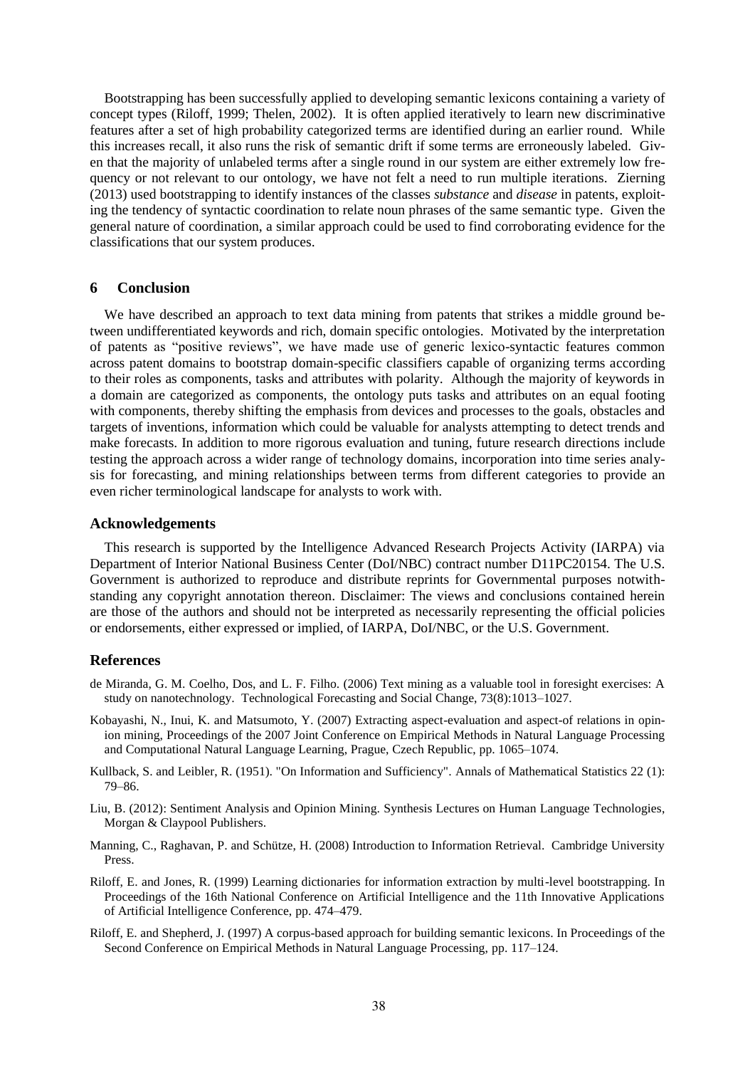Bootstrapping has been successfully applied to developing semantic lexicons containing a variety of concept types (Riloff, 1999; Thelen, 2002). It is often applied iteratively to learn new discriminative features after a set of high probability categorized terms are identified during an earlier round. While this increases recall, it also runs the risk of semantic drift if some terms are erroneously labeled. Given that the majority of unlabeled terms after a single round in our system are either extremely low frequency or not relevant to our ontology, we have not felt a need to run multiple iterations. Ziering (2013) used bootstrapping to identify instances of the classes *substance* and *disease* in patents, exploiting the tendency of syntactic coordination to relate noun phrases of the same semantic type. Given the general nature of coordination, a similar approach could be used to find corroborating evidence for the classifications that our system produces.

## 6 Conclusion

We have described an approach to text data mining from patents that strikes a middle ground between undifferentiated keywords and rich, domain specific ontologies. Motivated by the interpretation of patents as "positive reviews", we have made use of generic lexico-syntactic features common across patent domains to bootstrap domain-specific classifiers capable of organizing terms according to their roles as components, tasks and attributes with polarity. Although the majority of keywords in a domain are categorized as components, the ontology puts tasks and attributes on an equal footing with components, thereby shifting the emphasis from devices and processes to the goals, obstacles and targets of inventions, information which could be valuable for analysts attempting to detect trends and make forecasts. In addition to more rigorous evaluation and tuning, future research directions include testing the approach across a wider range of technology domains, incorporation into time series analysis for forecasting, and mining relationships between terms from different categories to provide an even richer terminological landscape for analysts to work with.

## Acknowledgements

This research is supported by the Intelligence Advanced Research Projects Activity (IARPA) via Department of Interior National Business Center (DoI/NBC) contract number D11PC20154. The U.S. Government is authorized to reproduce and distribute reprints for Governmental purposes notwithstanding any copyright annotation thereon. Disclaimer: The views and conclusions contained herein are those of the authors and should not be interpreted as necessarily representing the official policies or endorsements, either expressed or implied, of IARPA, DoI/NBC, or the U.S. Government.

## References

de Miranda, G. M. Coelho, Dos, and L. F. Filho. (2006) Text mining as a valuable tool in foresight exercises: A study on nanotechnology. Technological Forecasting and Social Change, 73(8):1013–1027.

Kobayashi, N., Inui, K. and Matsumoto, Y. (2007) Extracting aspect-evaluation and aspect-of relations in opinion mining, Proceedings of the 2007 Joint Conference on Empirical Methods in Natural Language Processing and Computational Natural Language Learning, Prague, Czech Republic, pp. 1065–1074.

Kullback, S. and Leibler, R. (1951). "On Information and Sufficiency". Annals of Mathematical Statistics 22 (1): 79–86.

Liu, B. (2012): Sentiment Analysis and Opinion Mining. Synthesis Lectures on Human Language Technologies, Morgan & Claypool Publishers.

Manning, C., Raghavan, P. and Schütze, H. (2008) Introduction to Information Retrieval. Cambridge University Press.

Riloff, E. and Jones, R. (1999) Learning dictionaries for information extraction by multi-level bootstrapping. In Proceedings of the 16th National Conference on Artificial Intelligence and the 11th Innovative Applications of Artificial Intelligence Conference, pp. 474–479.

Riloff, E. and Shepherd, J. (1997) A corpus-based approach for building semantic lexicons. In Proceedings of the Second Conference on Empirical Methods in Natural Language Processing, pp. 117–124.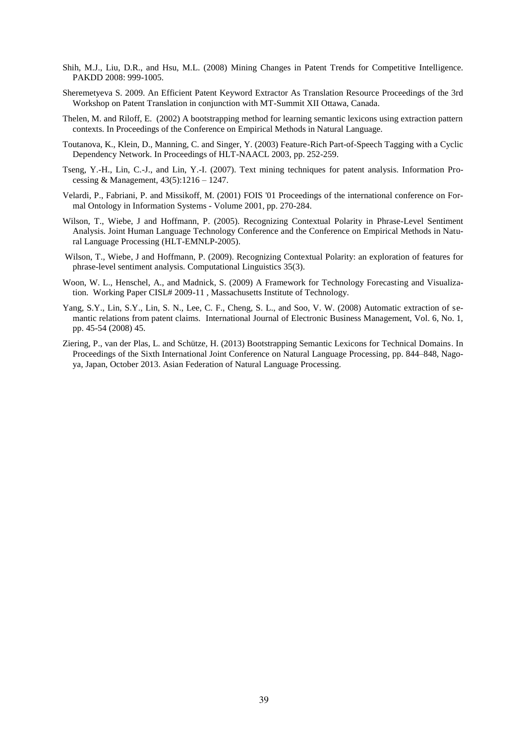Shih, M.J., Liu, D.R., and Hsu, M.L. (2008) Mining Changes in Patent Trends for Competitive Intelligence. PAKDD 2008: 999-1005.

Sheremetyeva S. 2009. An Efficient Patent Keyword Extractor As Translation Resource Proceedings of the 3rd Workshop on Patent Translation in conjunction with MT-Summit XII Ottawa, Canada.

Thelen, M. and Riloff, E. (2002) A bootstrapping method for learning semantic lexicons using extraction pattern contexts. In Proceedings of the Conference on Empirical Methods in Natural Language.

Toutanova, K., Klein, D., Manning, C. and Singer, Y. (2003) Feature-Rich Part-of-Speech Tagging with a Cyclic Dependency Network. In Proceedings of HLT-NAACL 2003, pp. 252-259.

Tseng, Y.-H., Lin, C.-J., and Lin, Y.-I. (2007). Text mining techniques for patent analysis. Information Processing & Management, 43(5):1216 – 1247.

Velardi, P., Fabriani, P. and Missikoff, M. (2001) FOIS '01 Proceedings of the international conference on Formal Ontology in Information Systems - Volume 2001, pp. 270-284.

Wilson, T., Wiebe, J and Hoffmann, P. (2005). Recognizing Contextual Polarity in Phrase-Level Sentiment Analysis. Joint Human Language Technology Conference and the Conference on Empirical Methods in Natural Language Processing (HLT-EMNLP-2005).

Wilson, T., Wiebe, J and Hoffmann, P. (2009). Recognizing Contextual Polarity: an exploration of features for phrase-level sentiment analysis. Computational Linguistics 35(3).

Woon, W. L., Henschel, A., and Madnick, S. (2009) A Framework for Technology Forecasting and Visualization. Working Paper CISL# 2009-11 , Massachusetts Institute of Technology.

Yang, S.Y., Lin, S.Y., Lin, S. N., Lee, C. F., Cheng, S. L., and Soo, V. W. (2008) Automatic extraction of semantic relations from patent claims. International Journal of Electronic Business Management, Vol. 6, No. 1, pp. 45-54 (2008) 45.

Ziering, P., van der Plas, L. and Schütze, H. (2013) Bootstrapping Semantic Lexicons for Technical Domains. In Proceedings of the Sixth International Joint Conference on Natural Language Processing, pp. 844–848, Nagoya, Japan, October 2013. Asian Federation of Natural Language Processing.